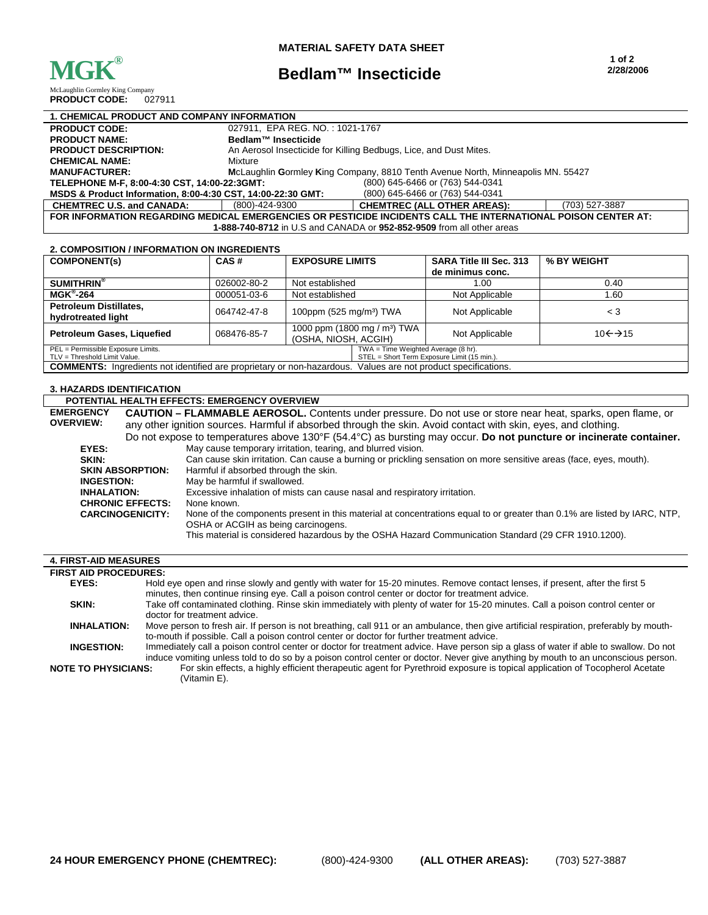# MATERIAL SAFETY DATA SHEET

**MGK®**
McLaughlin Gormley King Company
**PRODUCT CODE:** 027911

# Bedlam™ Insecticide

2/28/2006

## 1. CHEMICAL PRODUCT AND COMPANY INFORMATION

| | |
|---|---|
| **PRODUCT CODE:** | 027911, EPA REG. NO. : 1021-1767 |
| **PRODUCT NAME:** | **Bedlam™ Insecticide** |
| **PRODUCT DESCRIPTION:** | An Aerosol Insecticide for Killing Bedbugs, Lice, and Dust Mites. |
| **CHEMICAL NAME:** | Mixture |
| **MANUFACTURER:** | **M**cLaughlin **G**ormley **K**ing Company, 8810 Tenth Avenue North, Minneapolis MN. 55427 |
| **TELEPHONE M-F, 8:00-4:30 CST, 14:00-22:3GMT:** | (800) 645-6466 or (763) 544-0341 |
| **MSDS & Product Information, 8:00-4:30 CST, 14:00-22:30 GMT:** | (800) 645-6466 or (763) 544-0341 |

| **CHEMTREC U.S. and CANADA:** | (800)-424-9300 | **CHEMTREC (ALL OTHER AREAS):** | (703) 527-3887 |
|---|---|---|---|

**FOR INFORMATION REGARDING MEDICAL EMERGENCIES OR PESTICIDE INCIDENTS CALL THE INTERNATIONAL POISON CENTER AT:**
**1-888-740-8712** in U.S and CANADA or **952-852-9509** from all other areas

## 2. COMPOSITION / INFORMATION ON INGREDIENTS

| COMPONENT(s) | CAS # | EXPOSURE LIMITS | SARA Title III Sec. 313 de minimus conc. | % BY WEIGHT |
|---|---|---|---|---|
| **SUMITHRIN®** | 026002-80-2 | Not established | 1.00 | 0.40 |
| **MGK®-264** | 000051-03-6 | Not established | Not Applicable | 1.60 |
| **Petroleum Distillates, hydrotreated light** | 064742-47-8 | 100ppm (525 mg/m³) TWA | Not Applicable | < 3 |
| **Petroleum Gases, Liquefied** | 068476-85-7 | 1000 ppm (1800 mg / m³) TWA (OSHA, NIOSH, ACGIH) | Not Applicable | 10←→15 |

PEL = Permissible Exposure Limits. TLV = Threshold Limit Value. TWA = Time Weighted Average (8 hr). STEL = Short Term Exposure Limit (15 min.).

**COMMENTS:** Ingredients not identified are proprietary or non-hazardous. Values are not product specifications.

## 3. HAZARDS IDENTIFICATION

### POTENTIAL HEALTH EFFECTS: EMERGENCY OVERVIEW

**EMERGENCY OVERVIEW:** **CAUTION – FLAMMABLE AEROSOL.** Contents under pressure. Do not use or store near heat, sparks, open flame, or any other ignition sources. Harmful if absorbed through the skin. Avoid contact with skin, eyes, and clothing. Do not expose to temperatures above 130°F (54.4°C) as bursting may occur. **Do not puncture or incinerate container.**

- **EYES:** May cause temporary irritation, tearing, and blurred vision.
- **SKIN:** Can cause skin irritation. Can cause a burning or prickling sensation on more sensitive areas (face, eyes, mouth).
- **SKIN ABSORPTION:** Harmful if absorbed through the skin.
- **INGESTION:** May be harmful if swallowed.
- **INHALATION:** Excessive inhalation of mists can cause nasal and respiratory irritation.
- **CHRONIC EFFECTS:** None known.
- **CARCINOGENICITY:** None of the components present in this material at concentrations equal to or greater than 0.1% are listed by IARC, NTP, OSHA or ACGIH as being carcinogens.

This material is considered hazardous by the OSHA Hazard Communication Standard (29 CFR 1910.1200).

## 4. FIRST-AID MEASURES

**FIRST AID PROCEDURES:**

- **EYES:** Hold eye open and rinse slowly and gently with water for 15-20 minutes. Remove contact lenses, if present, after the first 5 minutes, then continue rinsing eye. Call a poison control center or doctor for treatment advice.
- **SKIN:** Take off contaminated clothing. Rinse skin immediately with plenty of water for 15-20 minutes. Call a poison control center or doctor for treatment advice.
- **INHALATION:** Move person to fresh air. If person is not breathing, call 911 or an ambulance, then give artificial respiration, preferably by mouth-to-mouth if possible. Call a poison control center or doctor for further treatment advice.
- **INGESTION:** Immediately call a poison control center or doctor for treatment advice. Have person sip a glass of water if able to swallow. Do not induce vomiting unless told to do so by a poison control center or doctor. Never give anything by mouth to an unconscious person.

**NOTE TO PHYSICIANS:** For skin effects, a highly efficient therapeutic agent for Pyrethroid exposure is topical application of Tocopherol Acetate (Vitamin E).

**24 HOUR EMERGENCY PHONE (CHEMTREC):** (800)-424-9300 **(ALL OTHER AREAS):** (703) 527-3887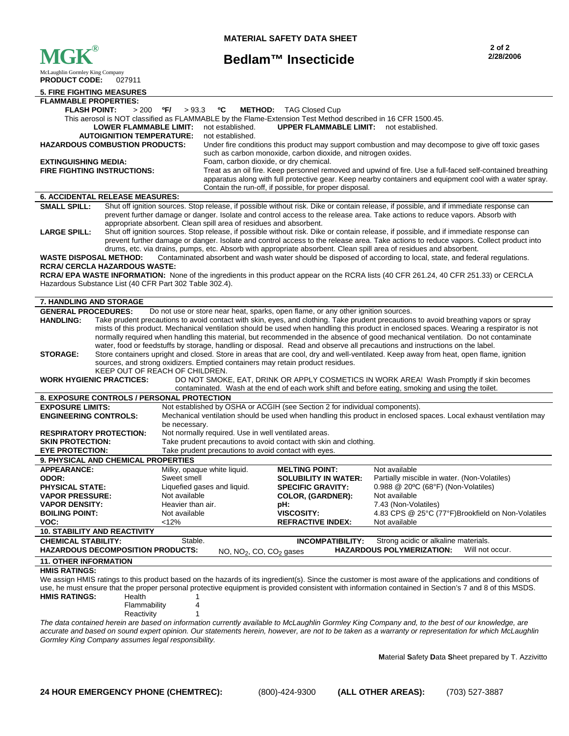MATERIAL SAFETY DATA SHEET

**MGK®**
McLaughlin Gormley King Company

# Bedlam™ Insecticide

**PRODUCT CODE:** 027911

## 5. FIRE FIGHTING MEASURES

**FLAMMABLE PROPERTIES:**

**FLASH POINT:** > 200 **ºF/** > 93.3 **ºC** **METHOD:** TAG Closed Cup

This aerosol is NOT classified as FLAMMABLE by the Flame-Extension Test Method described in 16 CFR 1500.45.

**LOWER FLAMMABLE LIMIT:** not established. **UPPER FLAMMABLE LIMIT:** not established.

**AUTOIGNITION TEMPERATURE:** not established.

**HAZARDOUS COMBUSTION PRODUCTS:** Under fire conditions this product may support combustion and may decompose to give off toxic gases such as carbon monoxide, carbon dioxide, and nitrogen oxides.

**EXTINGUISHING MEDIA:** Foam, carbon dioxide, or dry chemical.

**FIRE FIGHTING INSTRUCTIONS:** Treat as an oil fire. Keep personnel removed and upwind of fire. Use a full-faced self-contained breathing apparatus along with full protective gear. Keep nearby containers and equipment cool with a water spray. Contain the run-off, if possible, for proper disposal.

## 6. ACCIDENTAL RELEASE MEASURES:

**SMALL SPILL:** Shut off ignition sources. Stop release, if possible without risk. Dike or contain release, if possible, and if immediate response can prevent further damage or danger. Isolate and control access to the release area. Take actions to reduce vapors. Absorb with appropriate absorbent. Clean spill area of residues and absorbent.

**LARGE SPILL:** Shut off ignition sources. Stop release, if possible without risk. Dike or contain release, if possible, and if immediate response can prevent further damage or danger. Isolate and control access to the release area. Take actions to reduce vapors. Collect product into drums, etc. via drains, pumps, etc. Absorb with appropriate absorbent. Clean spill area of residues and absorbent.

**WASTE DISPOSAL METHOD:** Contaminated absorbent and wash water should be disposed of according to local, state, and federal regulations.

**RCRA/ CERCLA HAZARDOUS WASTE:**

**RCRA/ EPA WASTE INFORMATION:** None of the ingredients in this product appear on the RCRA lists (40 CFR 261.24, 40 CFR 251.33) or CERCLA Hazardous Substance List (40 CFR Part 302 Table 302.4).

## 7. HANDLING AND STORAGE

**GENERAL PROCEDURES:** Do not use or store near heat, sparks, open flame, or any other ignition sources.

**HANDLING:** Take prudent precautions to avoid contact with skin, eyes, and clothing. Take prudent precautions to avoid breathing vapors or spray mists of this product. Mechanical ventilation should be used when handling this product in enclosed spaces. Wearing a respirator is not normally required when handling this material, but recommended in the absence of good mechanical ventilation. Do not contaminate water, food or feedstuffs by storage, handling or disposal. Read and observe all precautions and instructions on the label.

**STORAGE:** Store containers upright and closed. Store in areas that are cool, dry and well-ventilated. Keep away from heat, open flame, ignition sources, and strong oxidizers. Emptied containers may retain product residues.
KEEP OUT OF REACH OF CHILDREN.

**WORK HYGIENIC PRACTICES:** DO NOT SMOKE, EAT, DRINK OR APPLY COSMETICS IN WORK AREA! Wash Promptly if skin becomes contaminated. Wash at the end of each work shift and before eating, smoking and using the toilet.

## 8. EXPOSURE CONTROLS / PERSONAL PROTECTION

**EXPOSURE LIMITS:** Not established by OSHA or ACGIH (see Section 2 for individual components).

**ENGINEERING CONTROLS:** Mechanical ventilation should be used when handling this product in enclosed spaces. Local exhaust ventilation may be necessary.

**RESPIRATORY PROTECTION:** Not normally required. Use in well ventilated areas.

**SKIN PROTECTION:** Take prudent precautions to avoid contact with skin and clothing.

**EYE PROTECTION:** Take prudent precautions to avoid contact with eyes.

## 9. PHYSICAL AND CHEMICAL PROPERTIES

| | | | |
|---|---|---|---|
| **APPEARANCE:** | Milky, opaque white liquid. | **MELTING POINT:** | Not available |
| **ODOR:** | Sweet smell | **SOLUBILITY IN WATER:** | Partially miscible in water. (Non-Volatiles) |
| **PHYSICAL STATE:** | Liquefied gases and liquid. | **SPECIFIC GRAVITY:** | 0.988 @ 20ºC (68ºF) (Non-Volatiles) |
| **VAPOR PRESSURE:** | Not available | **COLOR, (GARDNER):** | Not available |
| **VAPOR DENSITY:** | Heavier than air. | **pH:** | 7.43 (Non-Volatiles) |
| **BOILING POINT:** | Not available | **VISCOSITY:** | 4.83 CPS @ 25°C (77°F)Brookfield on Non-Volatiles |
| **VOC:** | <12% | **REFRACTIVE INDEX:** | Not available |

## 10. STABILITY AND REACTIVITY

**CHEMICAL STABILITY:** Stable. **INCOMPATIBILITY:** Strong acidic or alkaline materials.

**HAZARDOUS DECOMPOSITION PRODUCTS:** NO, $NO_2$, CO, $CO_2$ gases **HAZARDOUS POLYMERIZATION:** Will not occur.

## 11. OTHER INFORMATION

**HMIS RATINGS:**

We assign HMIS ratings to this product based on the hazards of its ingredient(s). Since the customer is most aware of the applications and conditions of use, he must ensure that the proper personal protective equipment is provided consistent with information contained in Section's 7 and 8 of this MSDS.

| **HMIS RATINGS:** | | |
|---|---|---|
| | Health | 1 |
| | Flammability | 4 |
| | Reactivity | 1 |

*The data contained herein are based on information currently available to McLaughlin Gormley King Company and, to the best of our knowledge, are accurate and based on sound expert opinion. Our statements herein, however, are not to be taken as a warranty or representation for which McLaughlin Gormley King Company assumes legal responsibility.*

**M**aterial **S**afety **D**ata **S**heet prepared by T. Azzivitto

**24 HOUR EMERGENCY PHONE (CHEMTREC):** (800)-424-9300 **(ALL OTHER AREAS):** (703) 527-3887